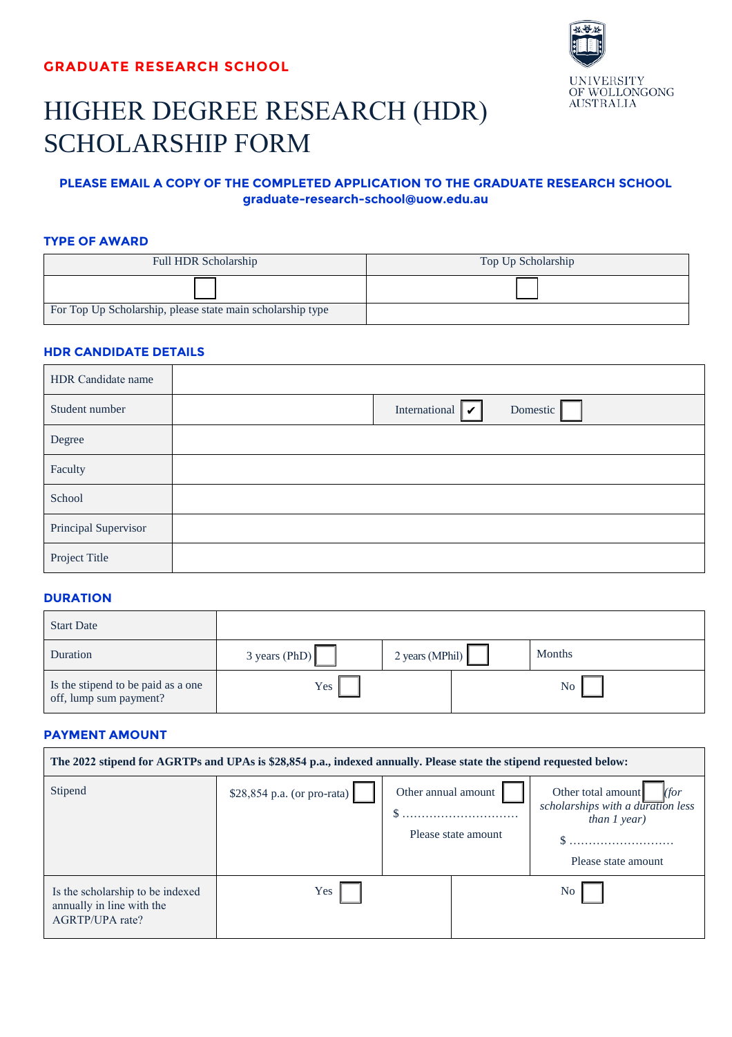**GRADUATE RESEARCH SCHOOL**

UNIVERSITY OF WOLLONGONG AUSTRALIA

# HIGHER DEGREE RESEARCH (HDR) SCHOLARSHIP FORM

**PLEASE EMAIL A COPY OF THE COMPLETED APPLICATION TO THE GRADUATE RESEARCH SCHOOL**
**graduate-research-school@uow.edu.au**

## TYPE OF AWARD

| Full HDR Scholarship | Top Up Scholarship |
|---|---|
| ☐ | ☐ |
| For Top Up Scholarship, please state main scholarship type | |

## HDR CANDIDATE DETAILS

| | | |
|---|---|---|
| HDR Candidate name | | |
| Student number | | International ☑ Domestic ☐ |
| Degree | | |
| Faculty | | |
| School | | |
| Principal Supervisor | | |
| Project Title | | |

## DURATION

| | | | |
|---|---|---|---|
| Start Date | | | |
| Duration | 3 years (PhD) ☐ | 2 years (MPhil) ☐ | Months |
| Is the stipend to be paid as a one off, lump sum payment? | Yes ☐ | | No ☐ |

## PAYMENT AMOUNT

| The 2022 stipend for AGRTPs and UPAs is $28,854 p.a., indexed annually. Please state the stipend requested below: | | | |
|---|---|---|---|
| Stipend | $28,854 p.a. (or pro-rata) ☐ | Other annual amount ☐<br>$ ..............................<br>Please state amount | Other total amount ☐ *(for scholarships with a duration less than 1 year)*<br>$ ...........................<br>Please state amount |
| Is the scholarship to be indexed annually in line with the AGRTP/UPA rate? | Yes ☐ | | No ☐ |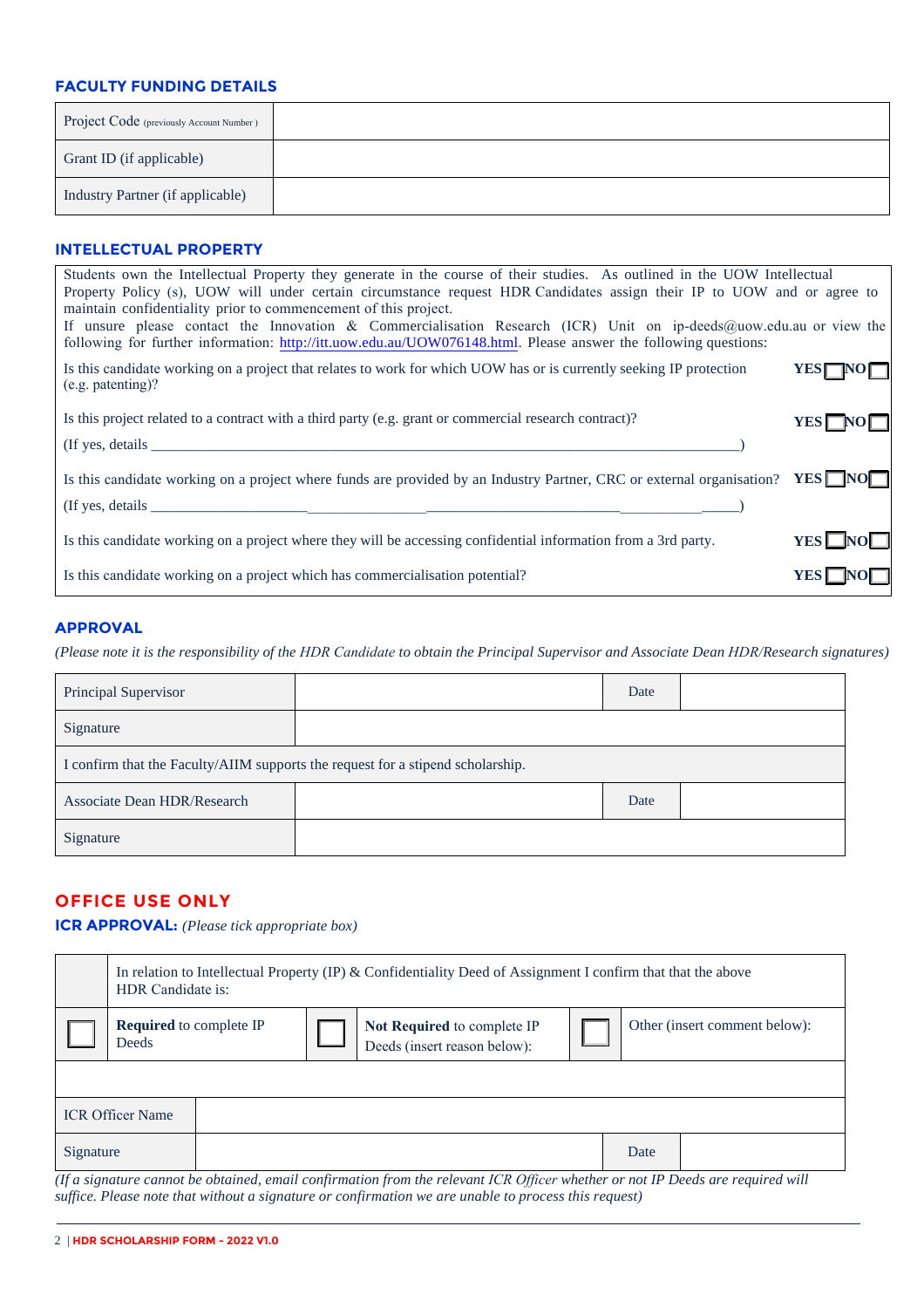## FACULTY FUNDING DETAILS

| | |
|---|---|
| Project Code (previously Account Number ) | |
| Grant ID (if applicable) | |
| Industry Partner (if applicable) | |

## INTELLECTUAL PROPERTY

Students own the Intellectual Property they generate in the course of their studies. As outlined in the UOW Intellectual Property Policy (s), UOW will under certain circumstance request HDR Candidates assign their IP to UOW and or agree to maintain confidentiality prior to commencement of this project.
If unsure please contact the Innovation & Commercialisation Research (ICR) Unit on ip-deeds@uow.edu.au or view the following for further information: http://itt.uow.edu.au/UOW076148.html. Please answer the following questions:

Is this candidate working on a project that relates to work for which UOW has or is currently seeking IP protection (e.g. patenting)? **YES** ☐ **NO** ☐

Is this project related to a contract with a third party (e.g. grant or commercial research contract)? **YES** ☐ **NO** ☐

(If yes, details ______________________________________________________________________________)

Is this candidate working on a project where funds are provided by an Industry Partner, CRC or external organisation? **YES** ☐ **NO** ☐

(If yes, details ______________________________________________________________________________)

Is this candidate working on a project where they will be accessing confidential information from a 3rd party. **YES** ☐ **NO** ☐

Is this candidate working on a project which has commercialisation potential? **YES** ☐ **NO** ☐

## APPROVAL

*(Please note it is the responsibility of the HDR Candidate to obtain the Principal Supervisor and Associate Dean HDR/Research signatures)*

| | | | |
|---|---|---|---|
| Principal Supervisor | | Date | |
| Signature | | | |
| I confirm that the Faculty/AIIM supports the request for a stipend scholarship. | | | |
| Associate Dean HDR/Research | | Date | |
| Signature | | | |

## OFFICE USE ONLY

**ICR APPROVAL:** *(Please tick appropriate box)*

| | | | | | |
|---|---|---|---|---|---|
| | In relation to Intellectual Property (IP) & Confidentiality Deed of Assignment I confirm that that the above HDR Candidate is: | | | | |
| ☐ | **Required** to complete IP Deeds | ☐ | **Not Required** to complete IP Deeds (insert reason below): | ☐ | Other (insert comment below): |
| | | | | | |
| ICR Officer Name | | | | | |
| Signature | | | | Date | |

*(If a signature cannot be obtained, email confirmation from the relevant ICR Officer whether or not IP Deeds are required will suffice. Please note that without a signature or confirmation we are unable to process this request)*